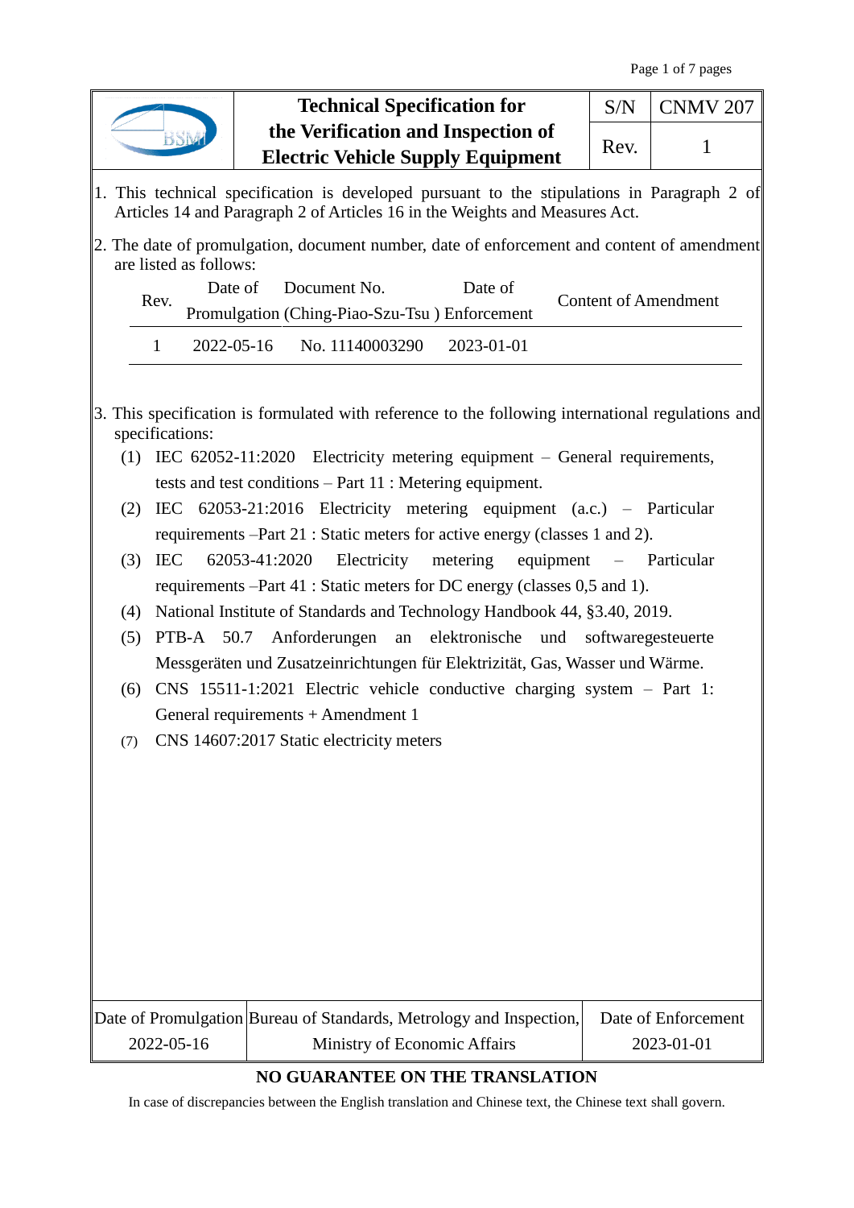| BSMI | Technical Specification for the Verification and Inspection of Electric Vehicle Supply Equipment | S/N | CNMV 207 |
|---|---|---|---|
| | | Rev. | 1 |

1. This technical specification is developed pursuant to the stipulations in Paragraph 2 of Articles 14 and Paragraph 2 of Articles 16 in the Weights and Measures Act.

2. The date of promulgation, document number, date of enforcement and content of amendment are listed as follows:

| Rev. | Date of Promulgation | Document No. (Ching-Piao-Szu-Tsu ) | Date of Enforcement | Content of Amendment |
|---|---|---|---|---|
| 1 | 2022-05-16 | No. 11140003290 | 2023-01-01 | |

3. This specification is formulated with reference to the following international regulations and specifications:
   (1) IEC 62052-11:2020 Electricity metering equipment – General requirements, tests and test conditions – Part 11 : Metering equipment.
   (2) IEC 62053-21:2016 Electricity metering equipment (a.c.) – Particular requirements –Part 21 : Static meters for active energy (classes 1 and 2).
   (3) IEC 62053-41:2020 Electricity metering equipment – Particular requirements –Part 41 : Static meters for DC energy (classes 0,5 and 1).
   (4) National Institute of Standards and Technology Handbook 44, §3.40, 2019.
   (5) PTB-A 50.7 Anforderungen an elektronische und softwaregesteuerte Messgeräten und Zusatzeinrichtungen für Elektrizität, Gas, Wasser und Wärme.
   (6) CNS 15511-1:2021 Electric vehicle conductive charging system – Part 1: General requirements + Amendment 1
   (7) CNS 14607:2017 Static electricity meters

| Date of Promulgation | Bureau of Standards, Metrology and Inspection, | Date of Enforcement |
|---|---|---|
| 2022-05-16 | Ministry of Economic Affairs | 2023-01-01 |

**NO GUARANTEE ON THE TRANSLATION**

In case of discrepancies between the English translation and Chinese text, the Chinese text shall govern.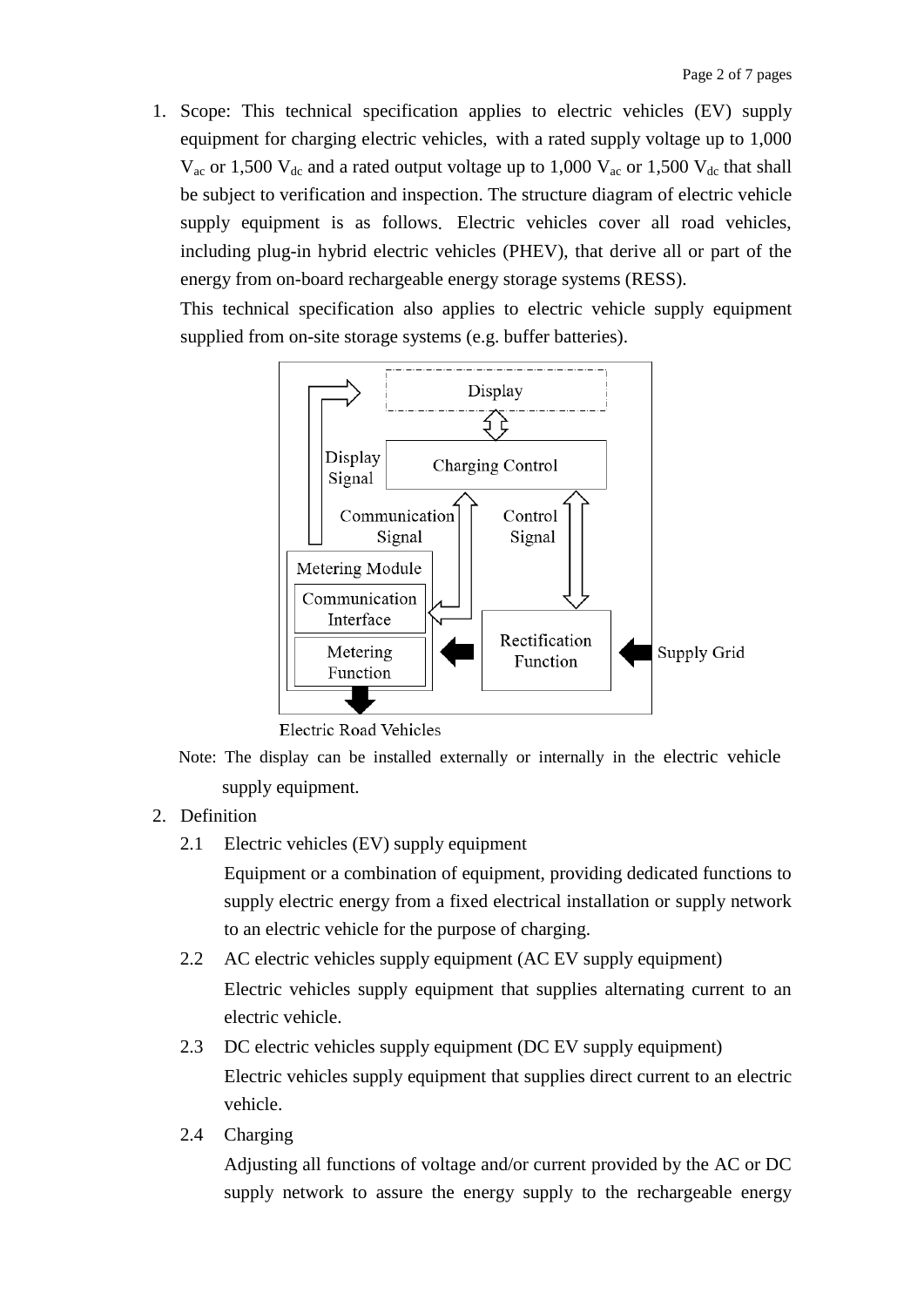1. Scope: This technical specification applies to electric vehicles (EV) supply equipment for charging electric vehicles, with a rated supply voltage up to 1,000 $V_{ac}$ or 1,500 $V_{dc}$ and a rated output voltage up to 1,000 $V_{ac}$ or 1,500 $V_{dc}$ that shall be subject to verification and inspection. The structure diagram of electric vehicle supply equipment is as follows. Electric vehicles cover all road vehicles, including plug-in hybrid electric vehicles (PHEV), that derive all or part of the energy from on-board rechargeable energy storage systems (RESS).

   This technical specification also applies to electric vehicle supply equipment supplied from on-site storage systems (e.g. buffer batteries).

   Display

   Display Signal

   Charging Control

   Communication Signal

   Control Signal

   Metering Module

   Communication Interface

   Metering Function

   Rectification Function

   Supply Grid

   Electric Road Vehicles

   Note: The display can be installed externally or internally in the electric vehicle supply equipment.

2. Definition

   2.1 Electric vehicles (EV) supply equipment

   Equipment or a combination of equipment, providing dedicated functions to supply electric energy from a fixed electrical installation or supply network to an electric vehicle for the purpose of charging.

   2.2 AC electric vehicles supply equipment (AC EV supply equipment)

   Electric vehicles supply equipment that supplies alternating current to an electric vehicle.

   2.3 DC electric vehicles supply equipment (DC EV supply equipment)

   Electric vehicles supply equipment that supplies direct current to an electric vehicle.

   2.4 Charging

   Adjusting all functions of voltage and/or current provided by the AC or DC supply network to assure the energy supply to the rechargeable energy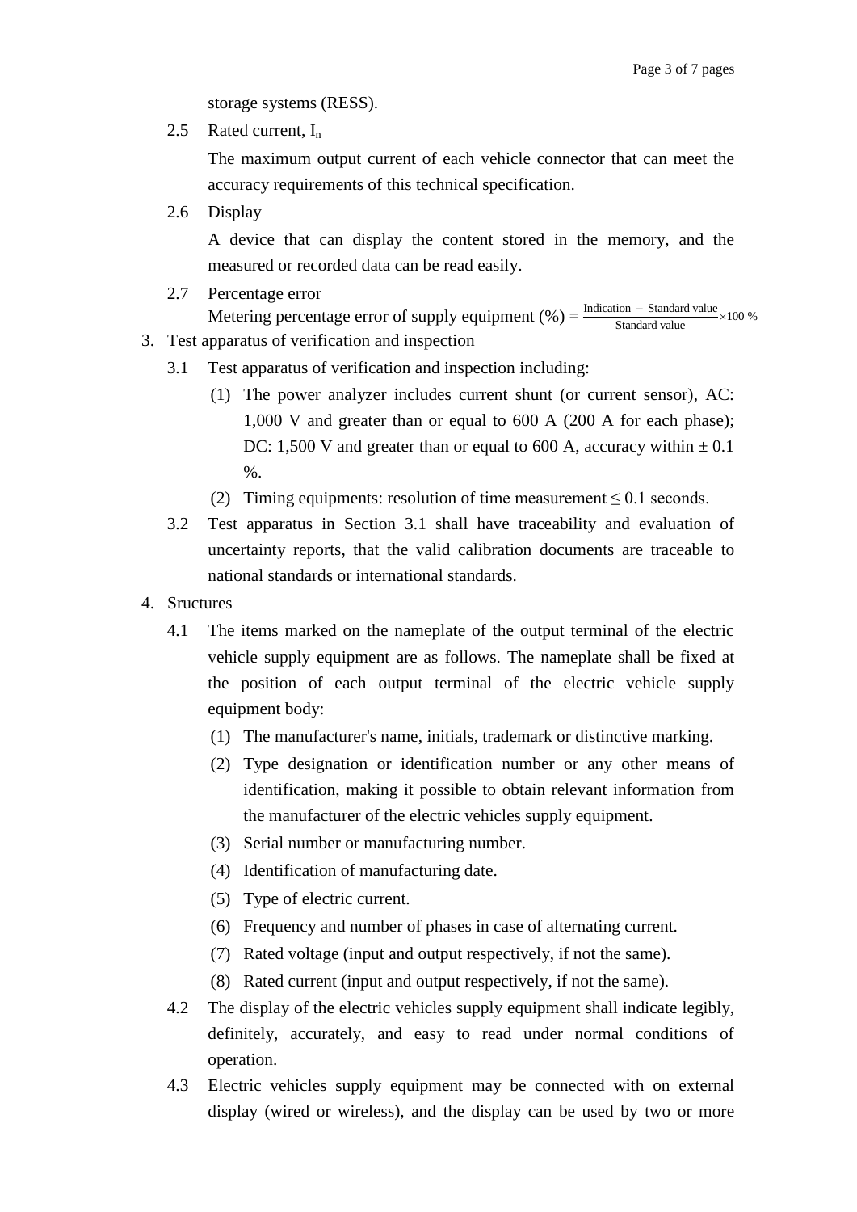storage systems (RESS).

2.5 Rated current, $I_n$

The maximum output current of each vehicle connector that can meet the accuracy requirements of this technical specification.

2.6 Display

A device that can display the content stored in the memory, and the measured or recorded data can be read easily.

2.7 Percentage error

Metering percentage error of supply equipment (%) = $\frac{\text{Indication} - \text{Standard value}}{\text{Standard value}} \times 100\ \%$

3. Test apparatus of verification and inspection

3.1 Test apparatus of verification and inspection including:

(1) The power analyzer includes current shunt (or current sensor), AC: 1,000 V and greater than or equal to 600 A (200 A for each phase); DC: 1,500 V and greater than or equal to 600 A, accuracy within ± 0.1 %.

(2) Timing equipments: resolution of time measurement ≤ 0.1 seconds.

3.2 Test apparatus in Section 3.1 shall have traceability and evaluation of uncertainty reports, that the valid calibration documents are traceable to national standards or international standards.

4. Sructures

4.1 The items marked on the nameplate of the output terminal of the electric vehicle supply equipment are as follows. The nameplate shall be fixed at the position of each output terminal of the electric vehicle supply equipment body:

(1) The manufacturer's name, initials, trademark or distinctive marking.

(2) Type designation or identification number or any other means of identification, making it possible to obtain relevant information from the manufacturer of the electric vehicles supply equipment.

(3) Serial number or manufacturing number.

(4) Identification of manufacturing date.

(5) Type of electric current.

(6) Frequency and number of phases in case of alternating current.

(7) Rated voltage (input and output respectively, if not the same).

(8) Rated current (input and output respectively, if not the same).

4.2 The display of the electric vehicles supply equipment shall indicate legibly, definitely, accurately, and easy to read under normal conditions of operation.

4.3 Electric vehicles supply equipment may be connected with on external display (wired or wireless), and the display can be used by two or more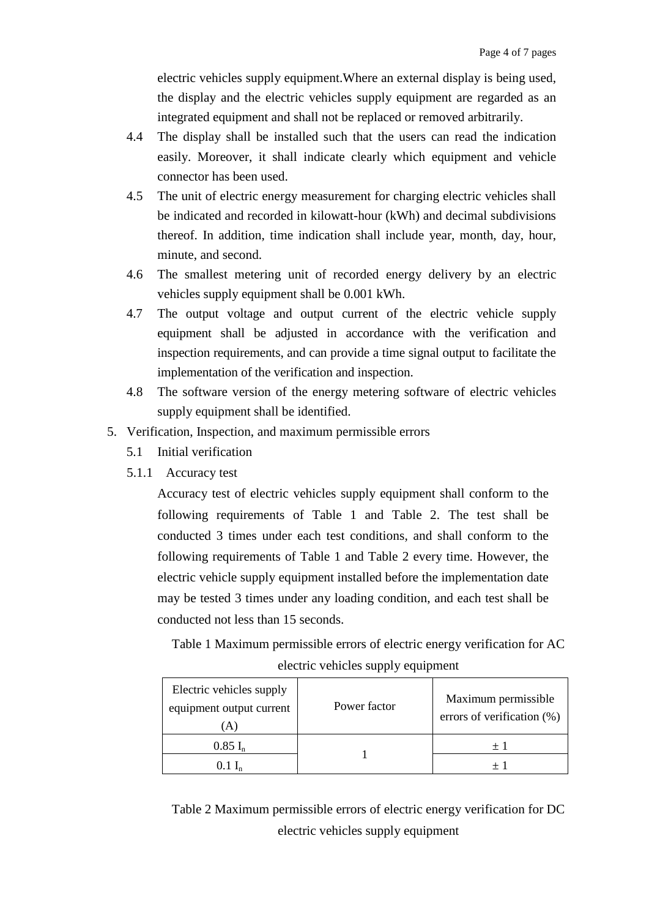electric vehicles supply equipment.Where an external display is being used, the display and the electric vehicles supply equipment are regarded as an integrated equipment and shall not be replaced or removed arbitrarily.

4.4 The display shall be installed such that the users can read the indication easily. Moreover, it shall indicate clearly which equipment and vehicle connector has been used.

4.5 The unit of electric energy measurement for charging electric vehicles shall be indicated and recorded in kilowatt-hour (kWh) and decimal subdivisions thereof. In addition, time indication shall include year, month, day, hour, minute, and second.

4.6 The smallest metering unit of recorded energy delivery by an electric vehicles supply equipment shall be 0.001 kWh.

4.7 The output voltage and output current of the electric vehicle supply equipment shall be adjusted in accordance with the verification and inspection requirements, and can provide a time signal output to facilitate the implementation of the verification and inspection.

4.8 The software version of the energy metering software of electric vehicles supply equipment shall be identified.

5. Verification, Inspection, and maximum permissible errors

5.1 Initial verification

5.1.1 Accuracy test

Accuracy test of electric vehicles supply equipment shall conform to the following requirements of Table 1 and Table 2. The test shall be conducted 3 times under each test conditions, and shall conform to the following requirements of Table 1 and Table 2 every time. However, the electric vehicle supply equipment installed before the implementation date may be tested 3 times under any loading condition, and each test shall be conducted not less than 15 seconds.

Table 1 Maximum permissible errors of electric energy verification for AC electric vehicles supply equipment

| Electric vehicles supply equipment output current (A) | Power factor | Maximum permissible errors of verification (%) |
|---|---|---|
| 0.85 $I_n$ | 1 | ± 1 |
| 0.1 $I_n$ | | ± 1 |

Table 2 Maximum permissible errors of electric energy verification for DC electric vehicles supply equipment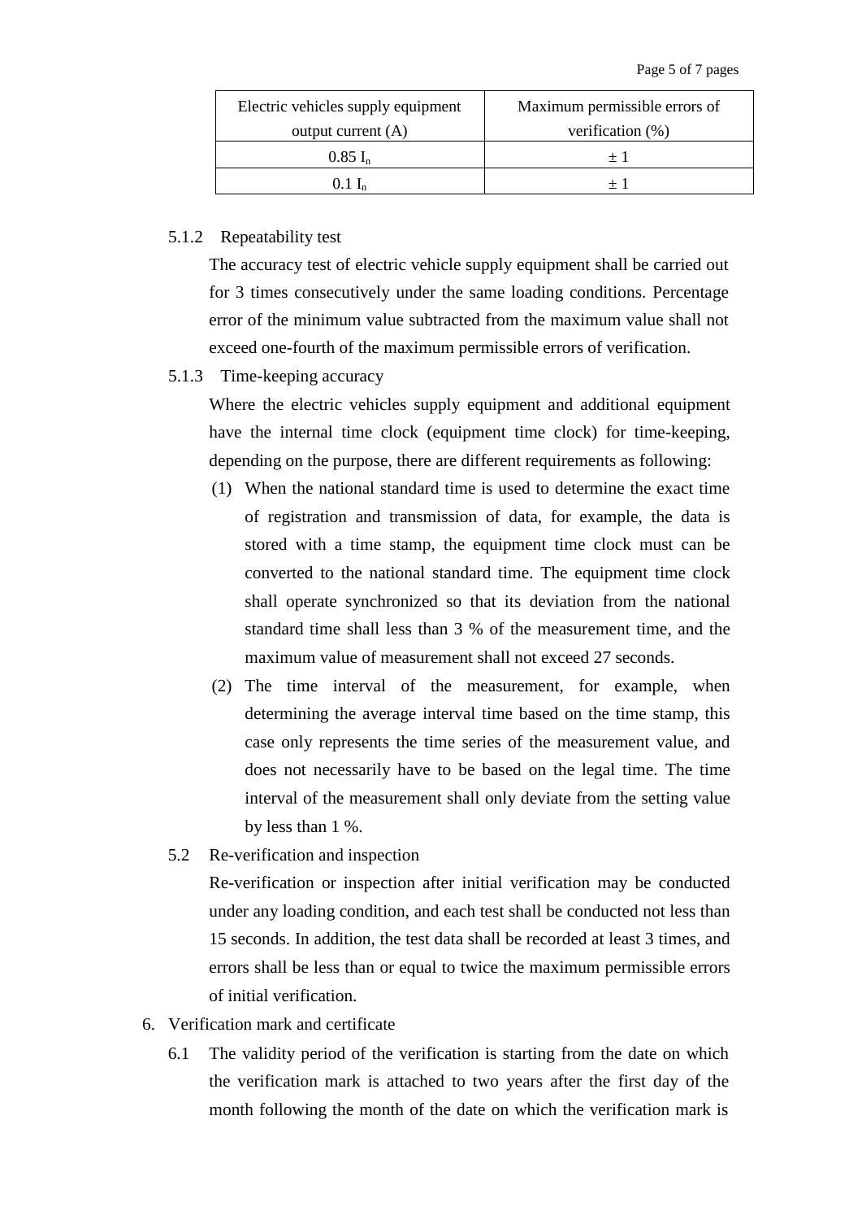| Electric vehicles supply equipment output current (A) | Maximum permissible errors of verification (%) |
| --- | --- |
| 0.85 $I_n$ | ± 1 |
| 0.1 $I_n$ | ± 1 |

5.1.2 Repeatability test

The accuracy test of electric vehicle supply equipment shall be carried out for 3 times consecutively under the same loading conditions. Percentage error of the minimum value subtracted from the maximum value shall not exceed one-fourth of the maximum permissible errors of verification.

5.1.3 Time-keeping accuracy

Where the electric vehicles supply equipment and additional equipment have the internal time clock (equipment time clock) for time-keeping, depending on the purpose, there are different requirements as following:

(1) When the national standard time is used to determine the exact time of registration and transmission of data, for example, the data is stored with a time stamp, the equipment time clock must can be converted to the national standard time. The equipment time clock shall operate synchronized so that its deviation from the national standard time shall less than 3 % of the measurement time, and the maximum value of measurement shall not exceed 27 seconds.

(2) The time interval of the measurement, for example, when determining the average interval time based on the time stamp, this case only represents the time series of the measurement value, and does not necessarily have to be based on the legal time. The time interval of the measurement shall only deviate from the setting value by less than 1 %.

5.2 Re-verification and inspection

Re-verification or inspection after initial verification may be conducted under any loading condition, and each test shall be conducted not less than 15 seconds. In addition, the test data shall be recorded at least 3 times, and errors shall be less than or equal to twice the maximum permissible errors of initial verification.

6. Verification mark and certificate

6.1 The validity period of the verification is starting from the date on which the verification mark is attached to two years after the first day of the month following the month of the date on which the verification mark is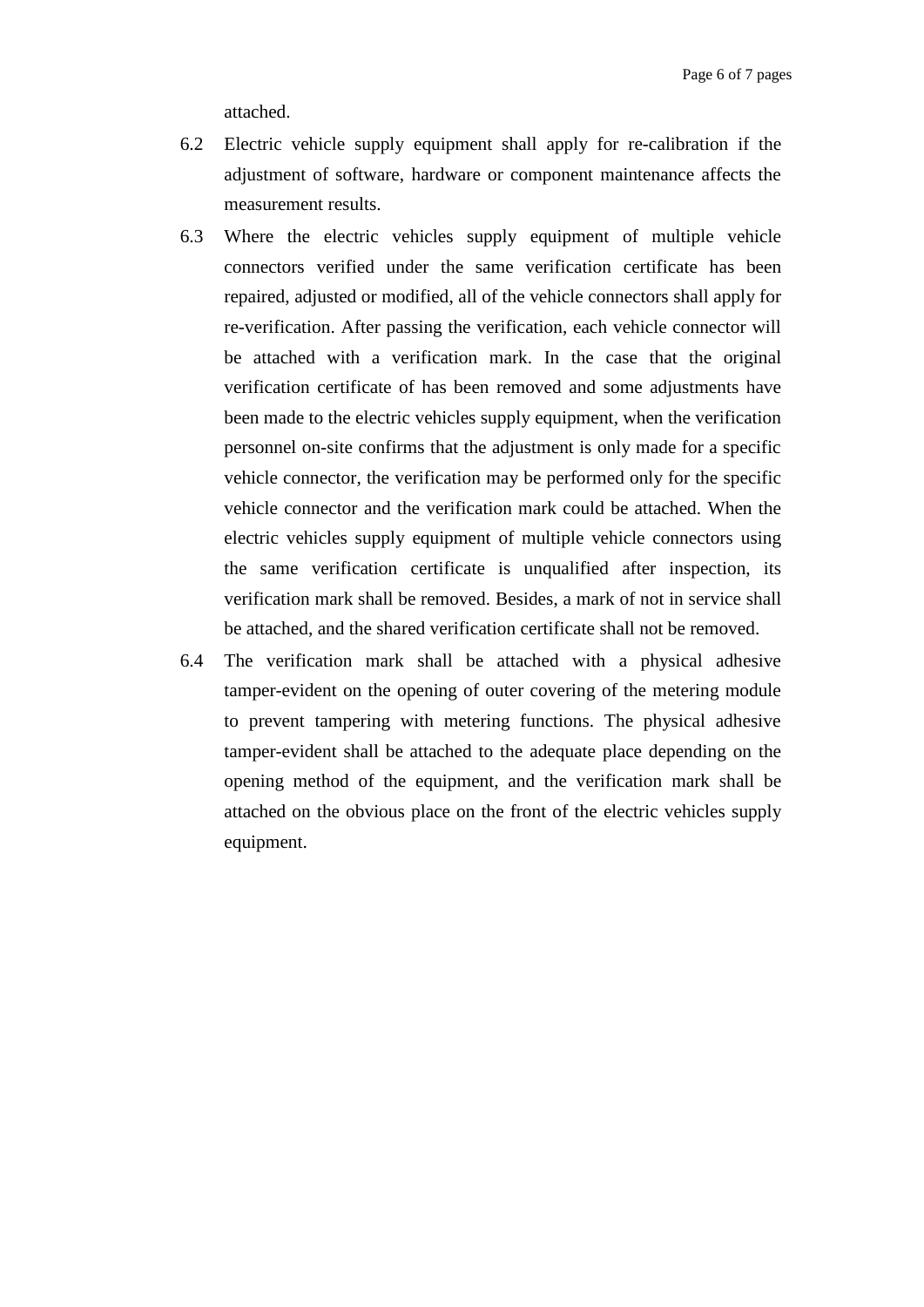attached.

6.2 Electric vehicle supply equipment shall apply for re-calibration if the adjustment of software, hardware or component maintenance affects the measurement results.

6.3 Where the electric vehicles supply equipment of multiple vehicle connectors verified under the same verification certificate has been repaired, adjusted or modified, all of the vehicle connectors shall apply for re-verification. After passing the verification, each vehicle connector will be attached with a verification mark. In the case that the original verification certificate of has been removed and some adjustments have been made to the electric vehicles supply equipment, when the verification personnel on-site confirms that the adjustment is only made for a specific vehicle connector, the verification may be performed only for the specific vehicle connector and the verification mark could be attached. When the electric vehicles supply equipment of multiple vehicle connectors using the same verification certificate is unqualified after inspection, its verification mark shall be removed. Besides, a mark of not in service shall be attached, and the shared verification certificate shall not be removed.

6.4 The verification mark shall be attached with a physical adhesive tamper-evident on the opening of outer covering of the metering module to prevent tampering with metering functions. The physical adhesive tamper-evident shall be attached to the adequate place depending on the opening method of the equipment, and the verification mark shall be attached on the obvious place on the front of the electric vehicles supply equipment.